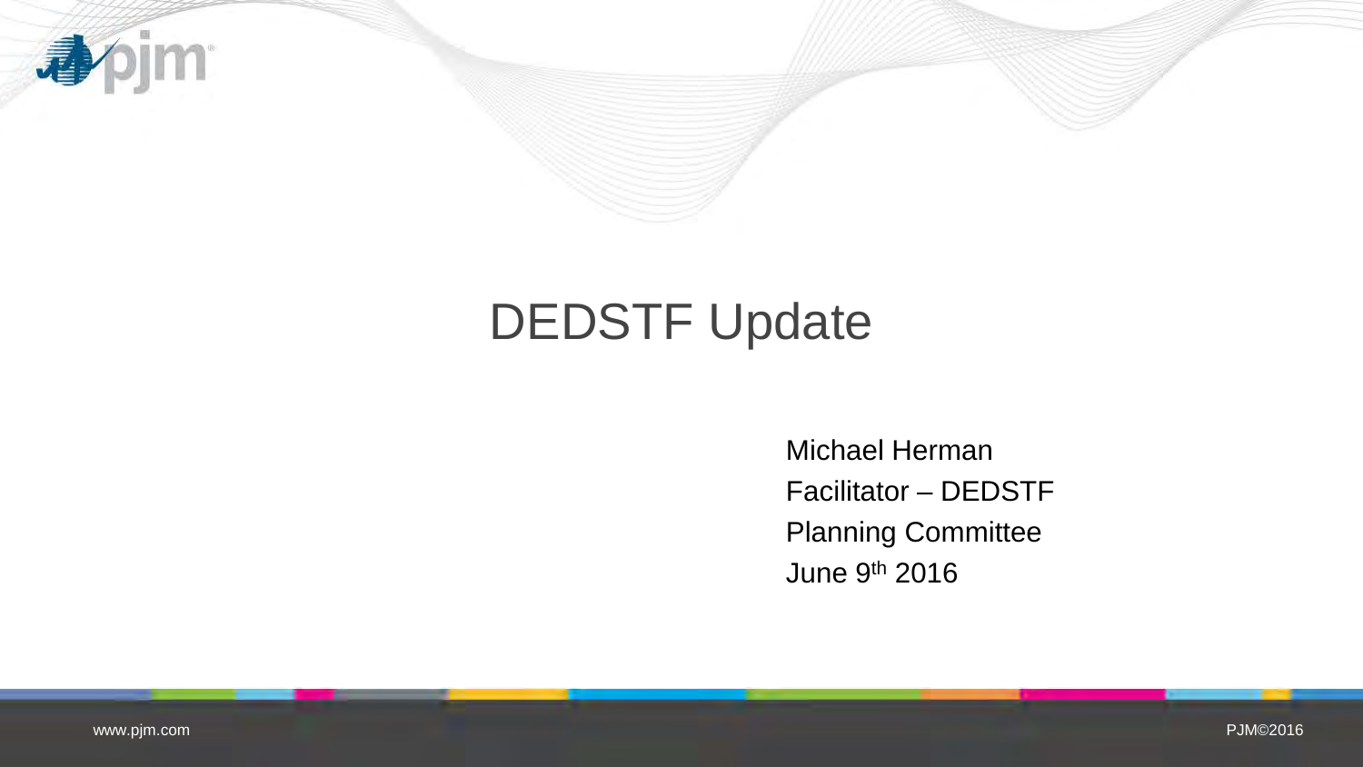# DEDSTF Update

Michael Herman
Facilitator – DEDSTF
Planning Committee
June 9th 2016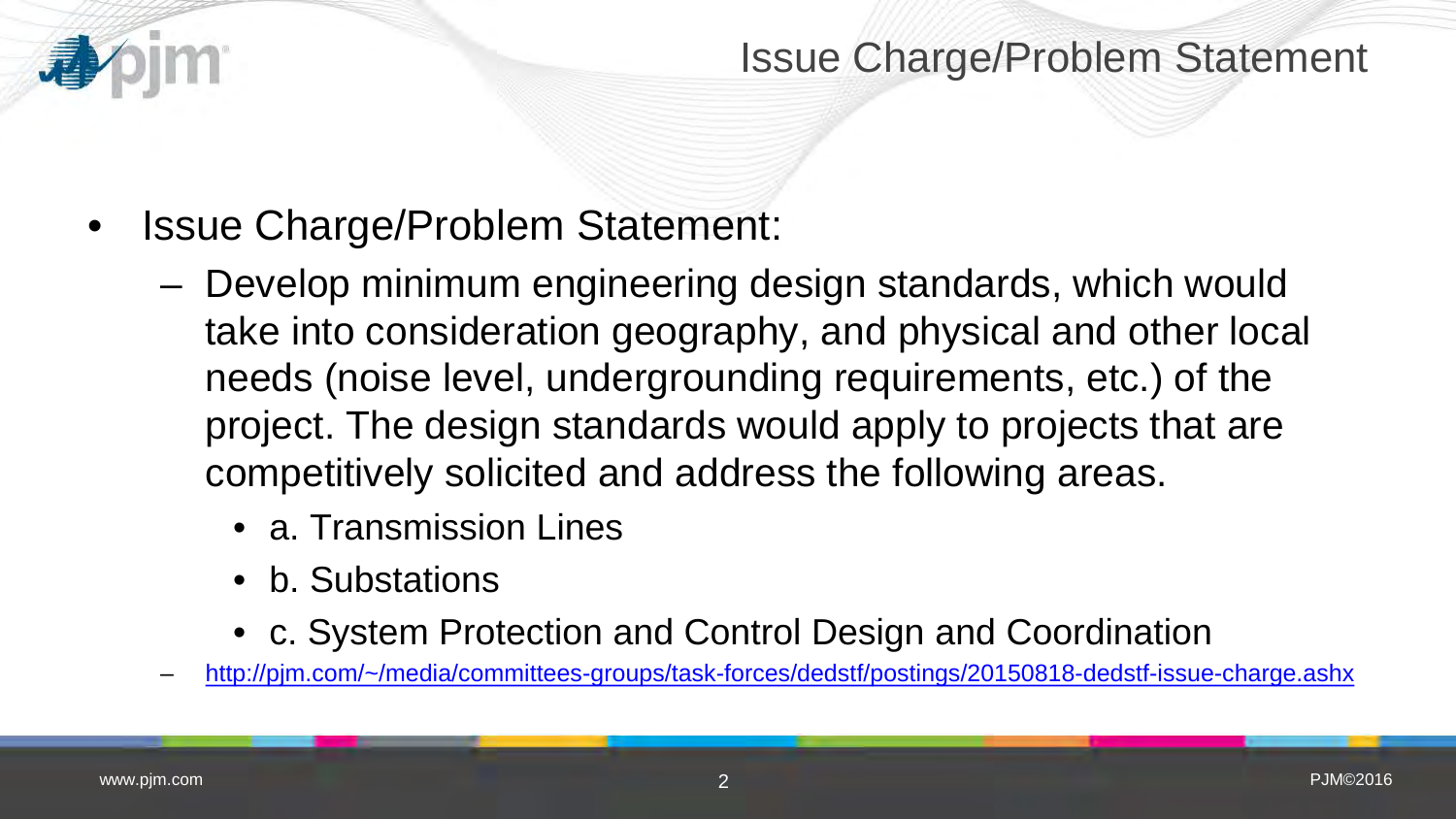# Issue Charge/Problem Statement

- Issue Charge/Problem Statement:
  - Develop minimum engineering design standards, which would take into consideration geography, and physical and other local needs (noise level, undergrounding requirements, etc.) of the project. The design standards would apply to projects that are competitively solicited and address the following areas.
    - a. Transmission Lines
    - b. Substations
    - c. System Protection and Control Design and Coordination
  - http://pjm.com/~/media/committees-groups/task-forces/dedstf/postings/20150818-dedstf-issue-charge.ashx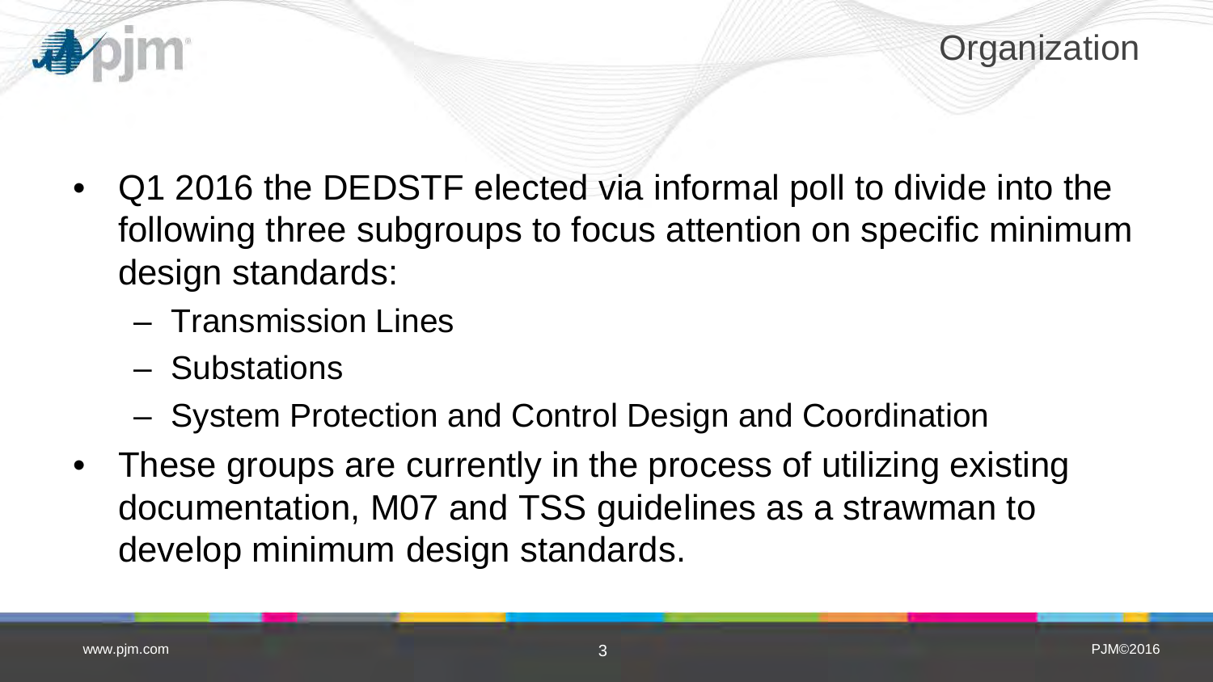## Organization

- Q1 2016 the DEDSTF elected via informal poll to divide into the following three subgroups to focus attention on specific minimum design standards:
  - Transmission Lines
  - Substations
  - System Protection and Control Design and Coordination
- These groups are currently in the process of utilizing existing documentation, M07 and TSS guidelines as a strawman to develop minimum design standards.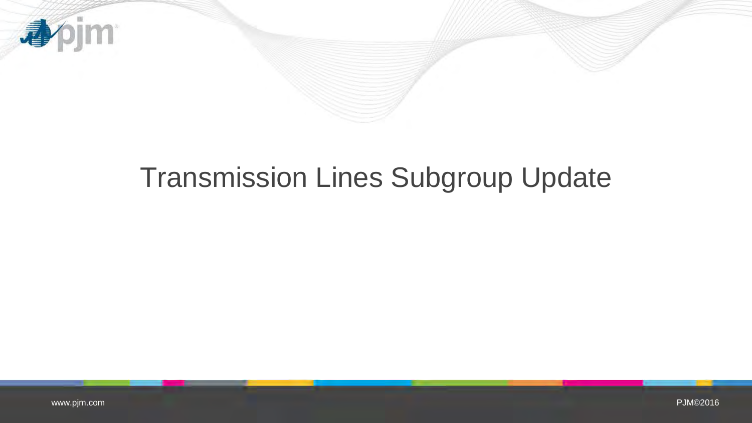# Transmission Lines Subgroup Update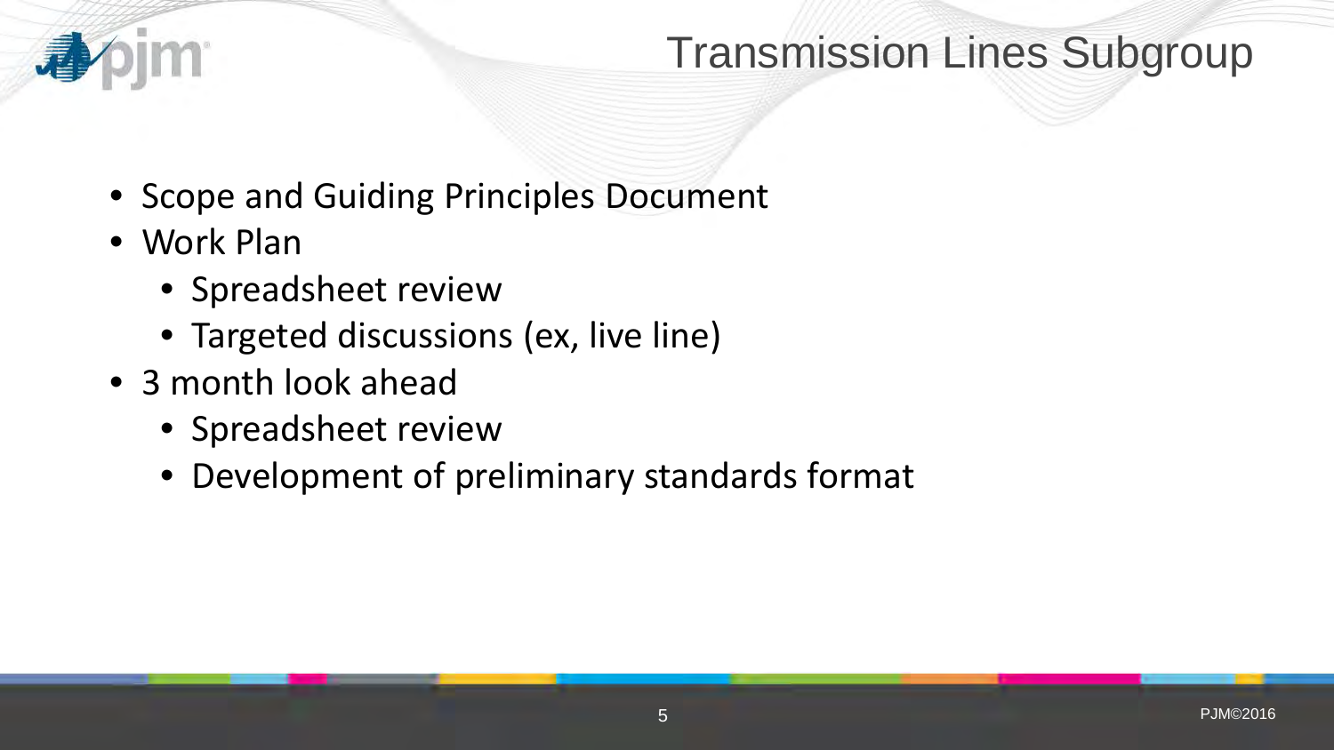# Transmission Lines Subgroup

- Scope and Guiding Principles Document
- Work Plan
  - Spreadsheet review
  - Targeted discussions (ex, live line)
- 3 month look ahead
  - Spreadsheet review
  - Development of preliminary standards format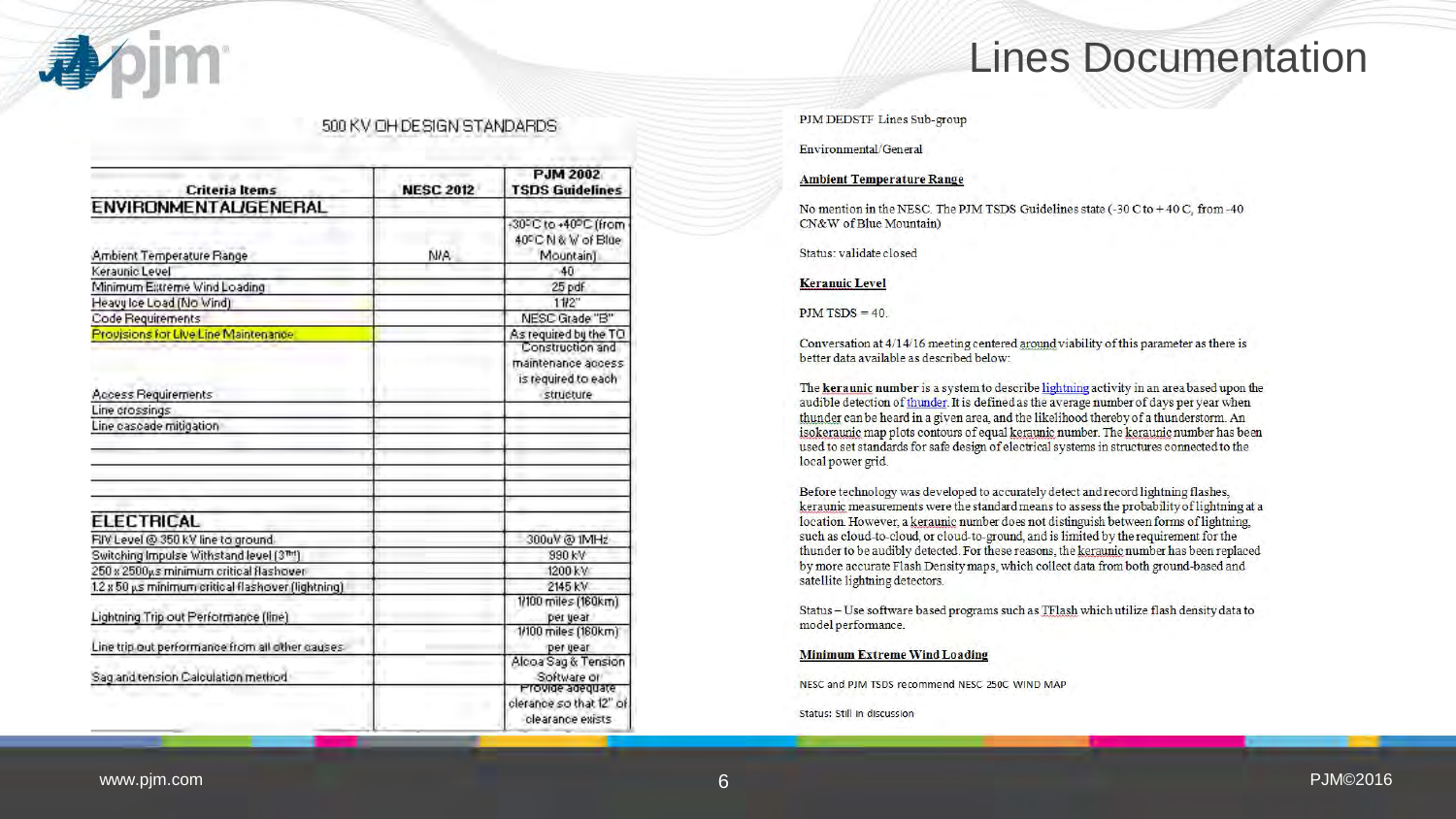# Lines Documentation

500 KV OH DESIGN STANDARDS

| Criteria Items | NESC 2012 | PJM 2002 TSDS Guidelines |
|---|---|---|
| **ENVIRONMENTAL/GENERAL** | | |
| Ambient Temperature Range | N/A | -30°C to +40°C (from 40°C N & W of Blue Mountain) |
| Keraunic Level | | 40 |
| Minimum Extreme Wind Loading | | 25 pdf |
| Heavy Ice Load (No Wind) | | 1 1/2" |
| Code Requirements | | NESC Grade "B" |
| Provisions for Live Line Maintenance | | As required by the TO |
| Access Requirements | | Construction and maintenance access is required to each structure |
| Line crossings | | |
| Line cascade mitigation | | |
| | | |
| | | |
| | | |
| | | |
| | | |
| **ELECTRICAL** | | |
| RIV Level @ 350 kV line to ground | | 300uV @ 1MHz |
| Switching Impulse Withstand level (3<sup>rd</sup>) | | 990 kV |
| 250 x 2500μs minimum critical flashover | | 1200 kV |
| 1.2 x 50 μs minimum critical flashover (lightning) | | 2145 kV |
| Lightning Trip out Performance (line) | | 1/100 miles (160km) per year |
| Line trip out performance from all other causes | | 1/100 miles (160km) per year |
| Sag and tension Calculation method | | Alcoa Sag & Tension Software or |
| | | Provide adequate clerance so that 12" of clearance exists |

PJM DEDSTF Lines Sub-group

Environmental/General

**Ambient Temperature Range**

No mention in the NESC. The PJM TSDS Guidelines state (-30 C to + 40 C, from -40 CN&W of Blue Mountain)

Status: validate closed

**Keraunic Level**

PJM TSDS = 40.

Conversation at 4/14/16 meeting centered around viability of this parameter as there is better data available as described below:

The **keraunic number** is a system to describe lightning activity in an area based upon the audible detection of thunder. It is defined as the average number of days per year when thunder can be heard in a given area, and the likelihood thereby of a thunderstorm. An isokeraunic map plots contours of equal keraunic number. The keraunic number has been used to set standards for safe design of electrical systems in structures connected to the local power grid.

Before technology was developed to accurately detect and record lightning flashes, keraunic measurements were the standard means to assess the probability of lightning at a location. However, a keraunic number does not distinguish between forms of lightning, such as cloud-to-cloud, or cloud-to-ground, and is limited by the requirement for the thunder to be audibly detected. For these reasons, the keraunic number has been replaced by more accurate Flash Density maps, which collect data from both ground-based and satellite lightning detectors.

Status – Use software based programs such as TFlash which utilize flash density data to model performance.

**Minimum Extreme Wind Loading**

NESC and PJM TSDS recommend NESC 250C WIND MAP

Status: Still in discussion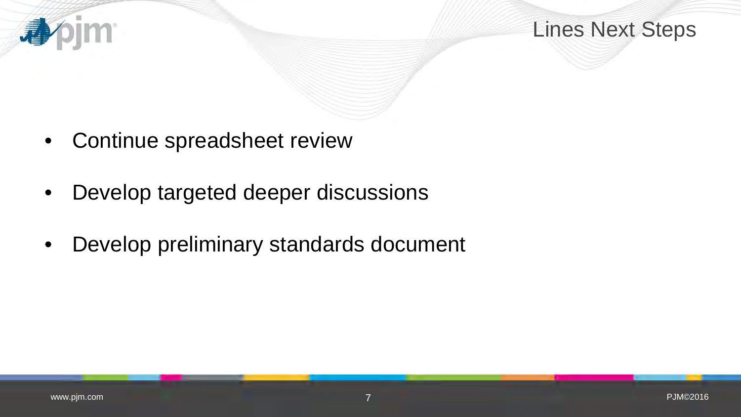# Lines Next Steps

- Continue spreadsheet review
- Develop targeted deeper discussions
- Develop preliminary standards document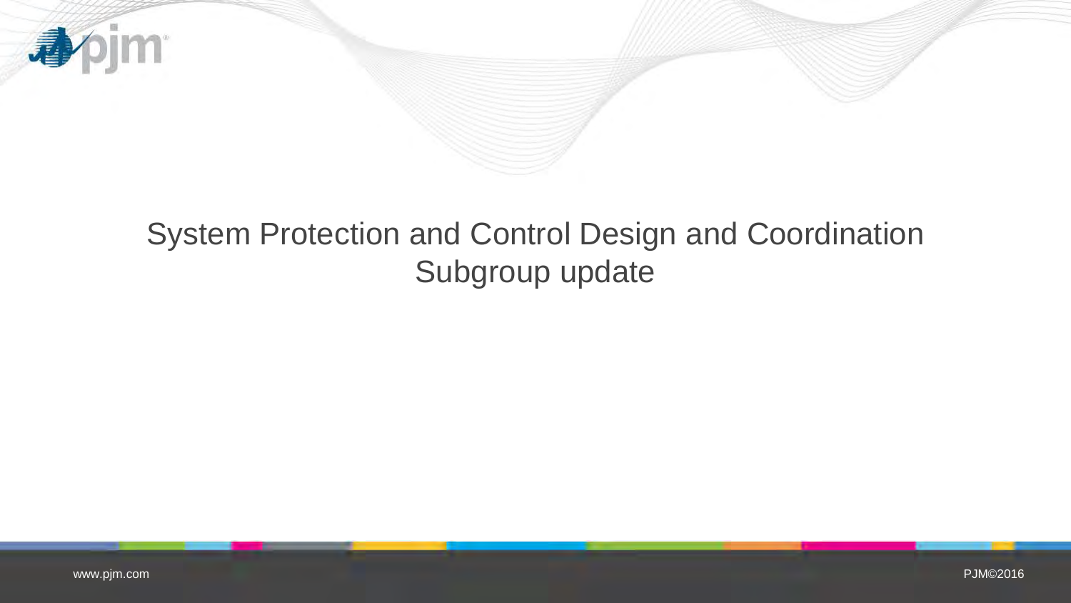# System Protection and Control Design and Coordination Subgroup update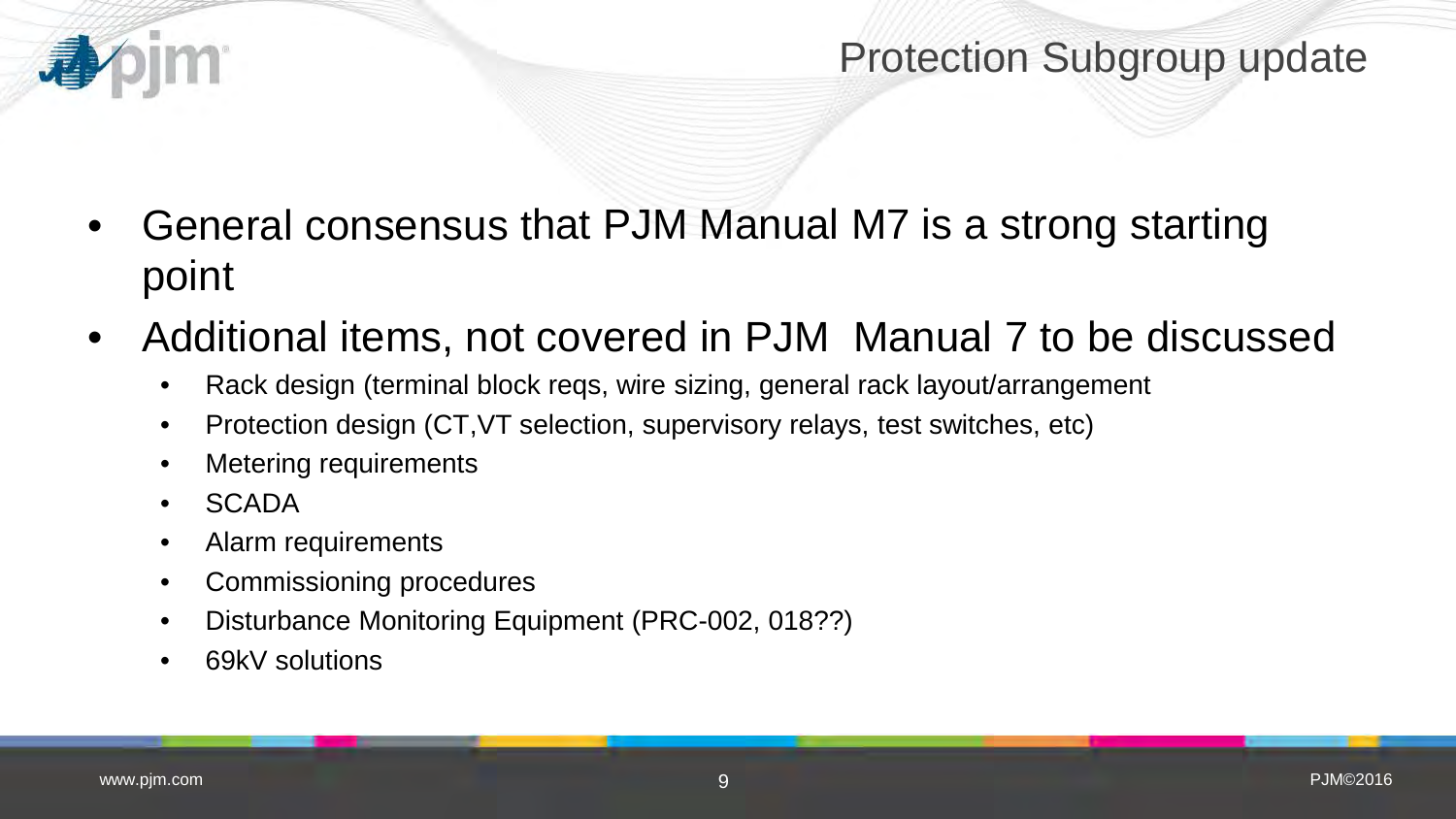# Protection Subgroup update

- General consensus that PJM Manual M7 is a strong starting point
- Additional items, not covered in PJM  Manual 7 to be discussed
  - Rack design (terminal block reqs, wire sizing, general rack layout/arrangement
  - Protection design (CT,VT selection, supervisory relays, test switches, etc)
  - Metering requirements
  - SCADA
  - Alarm requirements
  - Commissioning procedures
  - Disturbance Monitoring Equipment (PRC-002, 018??)
  - 69kV solutions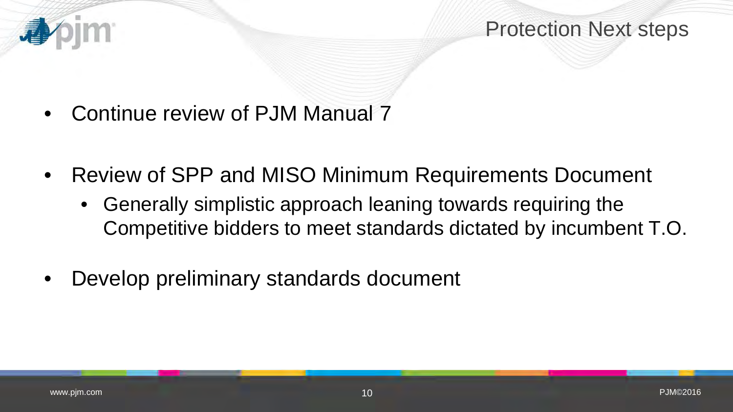# Protection Next steps

- Continue review of PJM Manual 7
- Review of SPP and MISO Minimum Requirements Document
  - Generally simplistic approach leaning towards requiring the Competitive bidders to meet standards dictated by incumbent T.O.
- Develop preliminary standards document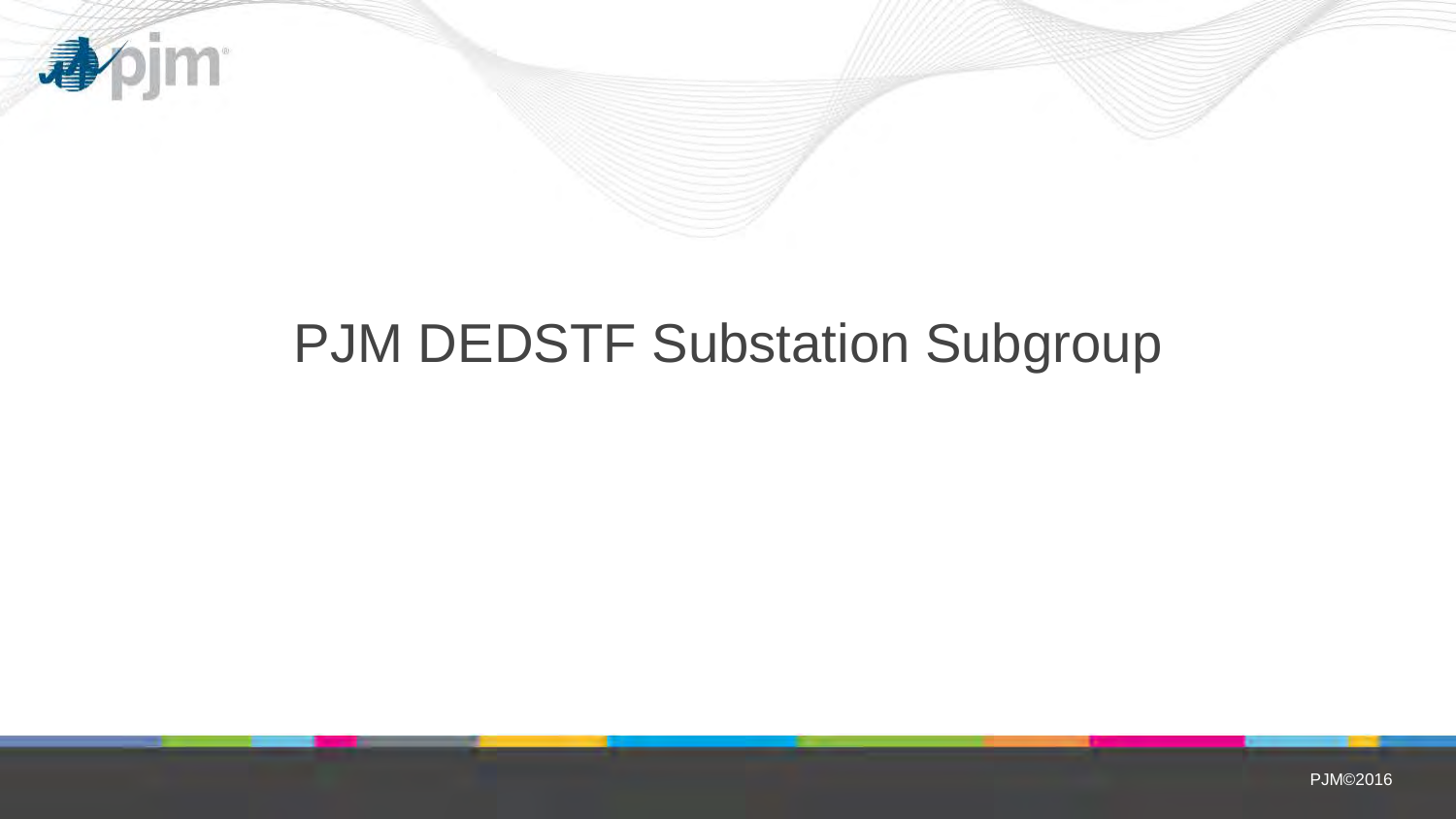# PJM DEDSTF Substation Subgroup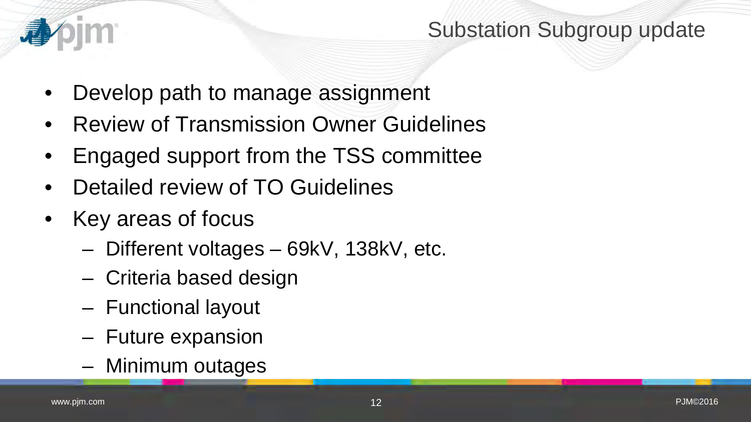# Substation Subgroup update

- Develop path to manage assignment
- Review of Transmission Owner Guidelines
- Engaged support from the TSS committee
- Detailed review of TO Guidelines
- Key areas of focus
  - Different voltages – 69kV, 138kV, etc.
  - Criteria based design
  - Functional layout
  - Future expansion
  - Minimum outages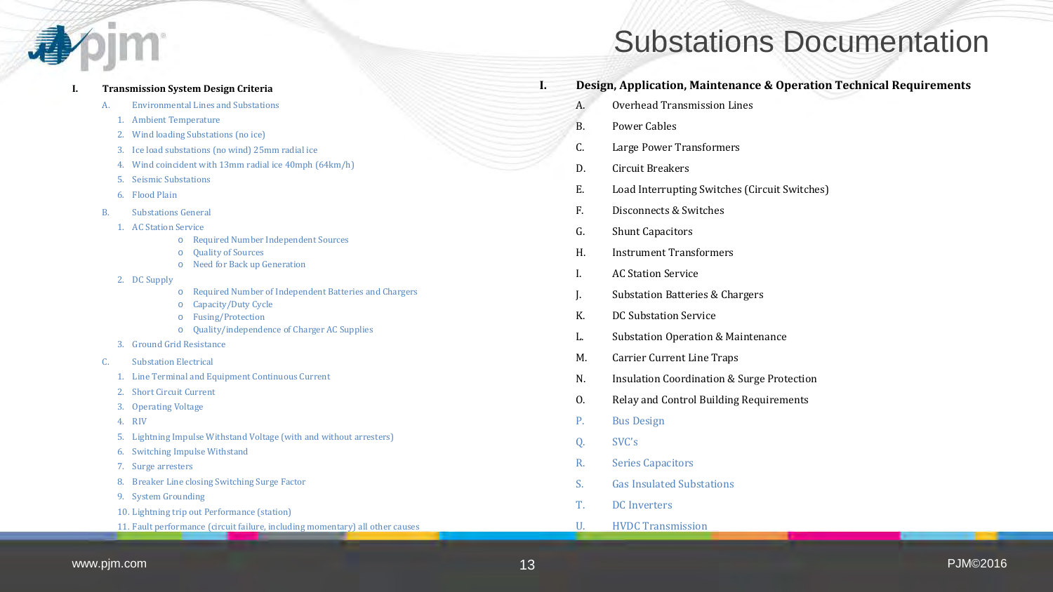# Substations Documentation

**I. Transmission System Design Criteria**

- A. Environmental Lines and Substations
  1. Ambient Temperature
  2. Wind loading Substations (no ice)
  3. Ice load substations (no wind) 25mm radial ice
  4. Wind coincident with 13mm radial ice 40mph (64km/h)
  5. Seismic Substations
  6. Flood Plain
- B. Substations General
  1. AC Station Service
     - Required Number Independent Sources
     - Quality of Sources
     - Need for Back up Generation
  2. DC Supply
     - Required Number of Independent Batteries and Chargers
     - Capacity/Duty Cycle
     - Fusing/Protection
     - Quality/independence of Charger AC Supplies
  3. Ground Grid Resistance
- C. Substation Electrical
  1. Line Terminal and Equipment Continuous Current
  2. Short Circuit Current
  3. Operating Voltage
  4. RIV
  5. Lightning Impulse Withstand Voltage (with and without arresters)
  6. Switching Impulse Withstand
  7. Surge arresters
  8. Breaker Line closing Switching Surge Factor
  9. System Grounding
  10. Lightning trip out Performance (station)
  11. Fault performance (circuit failure, including momentary) all other causes

**I. Design, Application, Maintenance & Operation Technical Requirements**

- A. Overhead Transmission Lines
- B. Power Cables
- C. Large Power Transformers
- D. Circuit Breakers
- E. Load Interrupting Switches (Circuit Switches)
- F. Disconnects & Switches
- G. Shunt Capacitors
- H. Instrument Transformers
- I. AC Station Service
- J. Substation Batteries & Chargers
- K. DC Substation Service
- L. Substation Operation & Maintenance
- M. Carrier Current Line Traps
- N. Insulation Coordination & Surge Protection
- O. Relay and Control Building Requirements
- P. Bus Design
- Q. SVC's
- R. Series Capacitors
- S. Gas Insulated Substations
- T. DC Inverters
- U. HVDC Transmission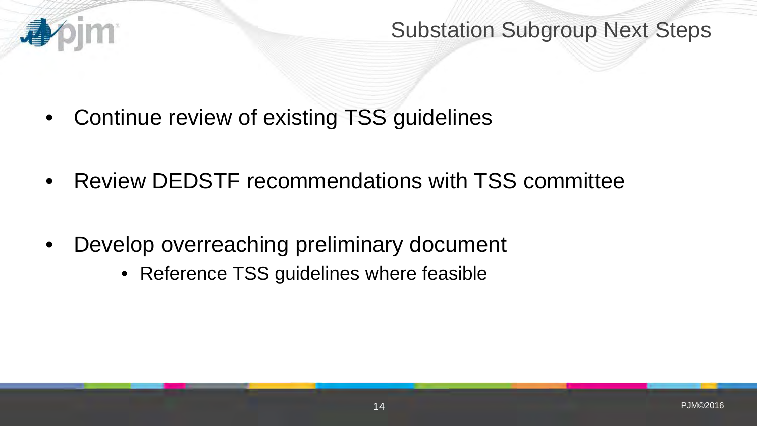# Substation Subgroup Next Steps

- Continue review of existing TSS guidelines
- Review DEDSTF recommendations with TSS committee
- Develop overreaching preliminary document
  - Reference TSS guidelines where feasible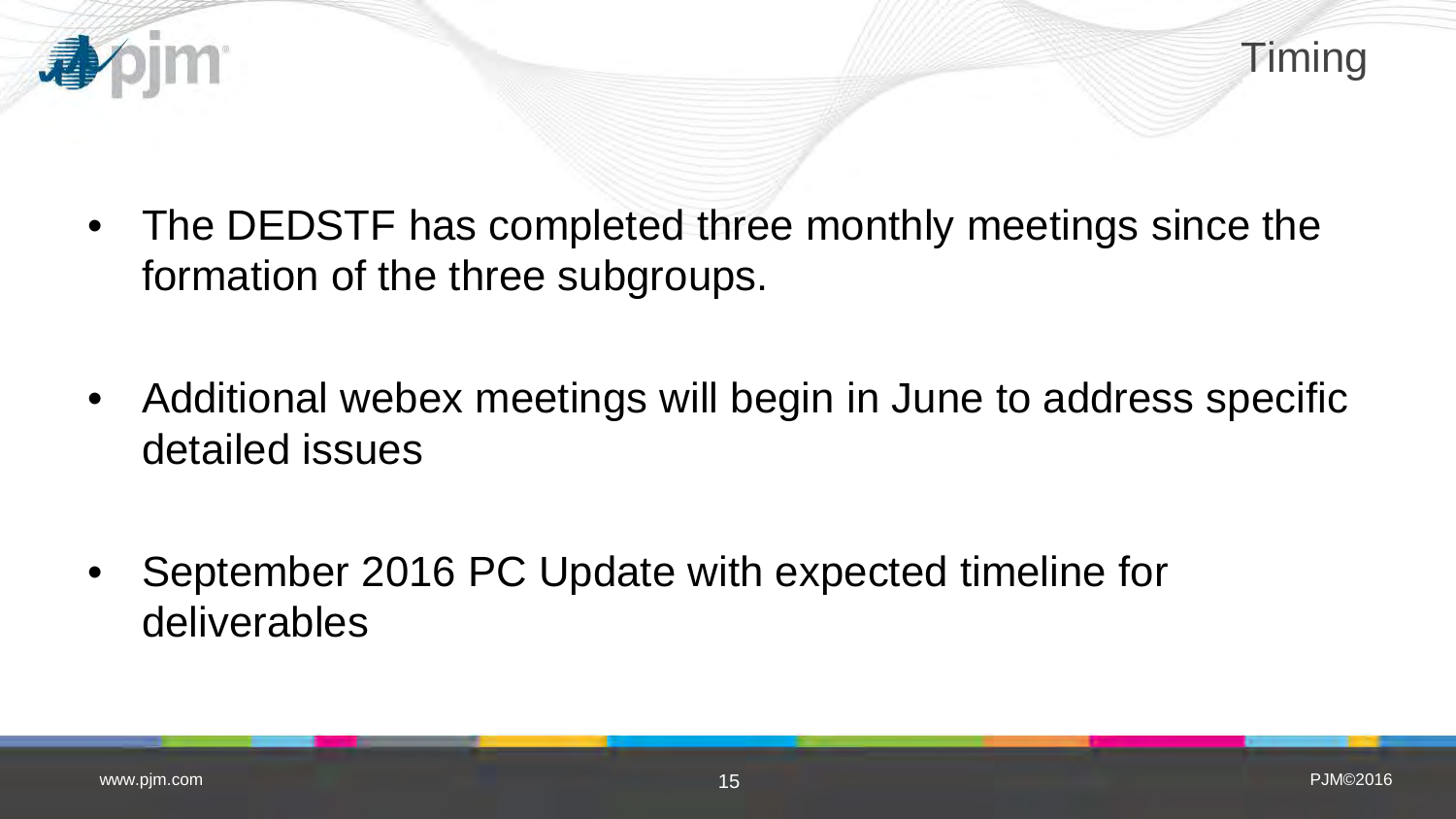# Timing

- The DEDSTF has completed three monthly meetings since the formation of the three subgroups.
- Additional webex meetings will begin in June to address specific detailed issues
- September 2016 PC Update with expected timeline for deliverables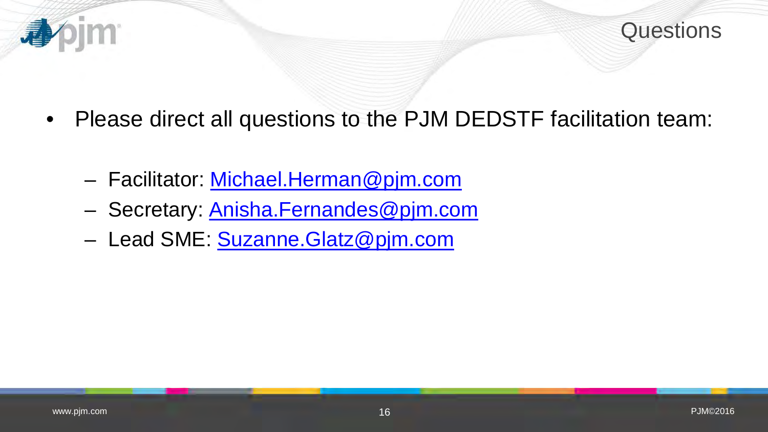# Questions

- Please direct all questions to the PJM DEDSTF facilitation team:
  - Facilitator: Michael.Herman@pjm.com
  - Secretary: Anisha.Fernandes@pjm.com
  - Lead SME: Suzanne.Glatz@pjm.com